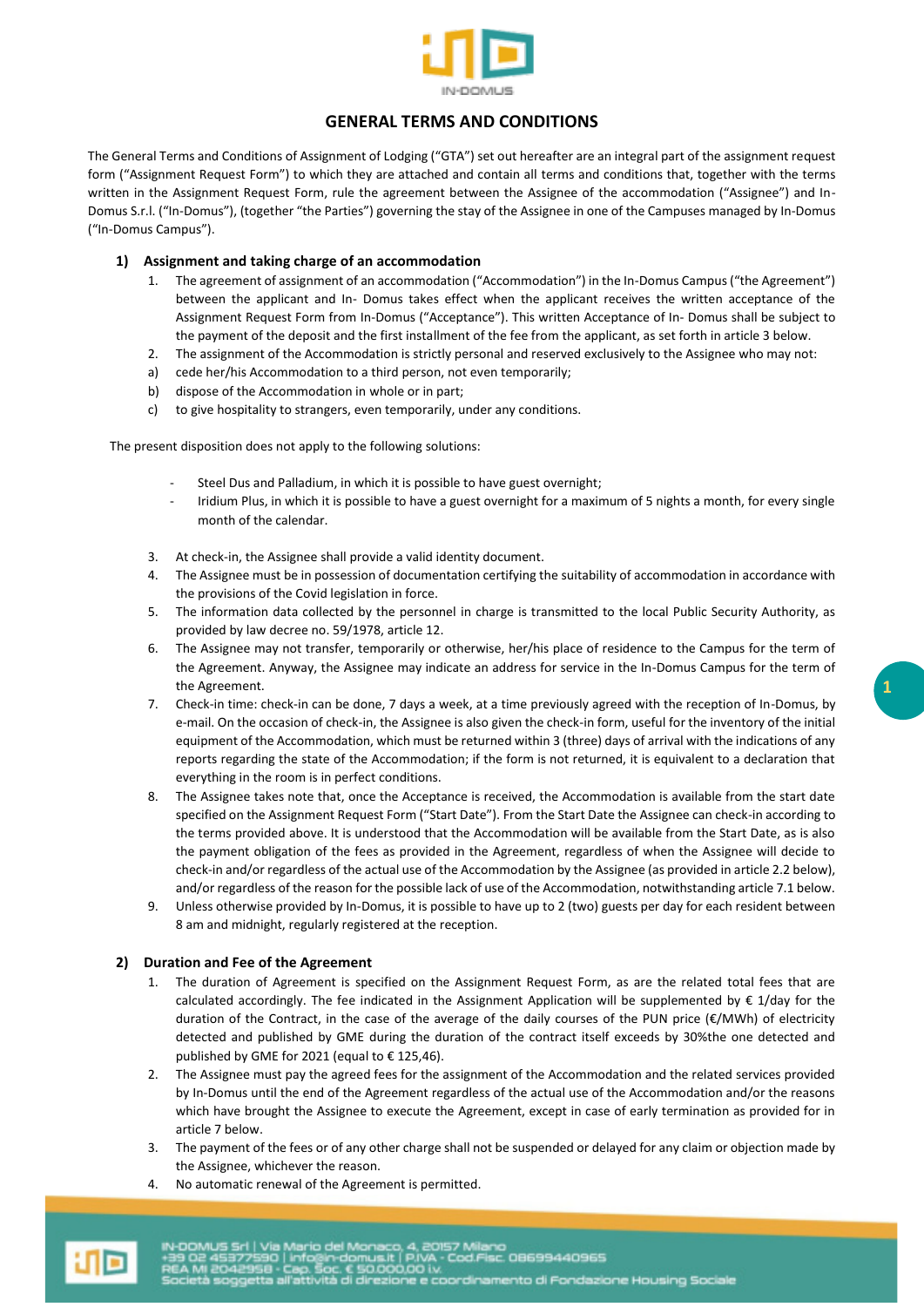# GENERAL TERMS AND CONDITIONS

The General Terms and Conditions of Assignment of Lodging ("GTA") set out hereafter are an integral part of the assignment request form ("Assignment Request Form") to which they are attached and contain all terms and conditions that, together with the terms written in the Assignment Request Form, rule the agreement between the Assignee of the accommodation ("Assignee") and In-Domus S.r.l. ("In-Domus"), (together "the Parties") governing the stay of the Assignee in one of the Campuses managed by In-Domus ("In-Domus Campus").

## 1) Assignment and taking charge of an accommodation

1. The agreement of assignment of an accommodation ("Accommodation") in the In-Domus Campus ("the Agreement") between the applicant and In- Domus takes effect when the applicant receives the written acceptance of the Assignment Request Form from In-Domus ("Acceptance"). This written Acceptance of In- Domus shall be subject to the payment of the deposit and the first installment of the fee from the applicant, as set forth in article 3 below.
2. The assignment of the Accommodation is strictly personal and reserved exclusively to the Assignee who may not:

a) cede her/his Accommodation to a third person, not even temporarily;

b) dispose of the Accommodation in whole or in part;

c) to give hospitality to strangers, even temporarily, under any conditions.

The present disposition does not apply to the following solutions:

- Steel Dus and Palladium, in which it is possible to have guest overnight;
- Iridium Plus, in which it is possible to have a guest overnight for a maximum of 5 nights a month, for every single month of the calendar.

3. At check-in, the Assignee shall provide a valid identity document.
4. The Assignee must be in possession of documentation certifying the suitability of accommodation in accordance with the provisions of the Covid legislation in force.
5. The information data collected by the personnel in charge is transmitted to the local Public Security Authority, as provided by law decree no. 59/1978, article 12.
6. The Assignee may not transfer, temporarily or otherwise, her/his place of residence to the Campus for the term of the Agreement. Anyway, the Assignee may indicate an address for service in the In-Domus Campus for the term of the Agreement.
7. Check-in time: check-in can be done, 7 days a week, at a time previously agreed with the reception of In-Domus, by e-mail. On the occasion of check-in, the Assignee is also given the check-in form, useful for the inventory of the initial equipment of the Accommodation, which must be returned within 3 (three) days of arrival with the indications of any reports regarding the state of the Accommodation; if the form is not returned, it is equivalent to a declaration that everything in the room is in perfect conditions.
8. The Assignee takes note that, once the Acceptance is received, the Accommodation is available from the start date specified on the Assignment Request Form ("Start Date"). From the Start Date the Assignee can check-in according to the terms provided above. It is understood that the Accommodation will be available from the Start Date, as is also the payment obligation of the fees as provided in the Agreement, regardless of when the Assignee will decide to check-in and/or regardless of the actual use of the Accommodation by the Assignee (as provided in article 2.2 below), and/or regardless of the reason for the possible lack of use of the Accommodation, notwithstanding article 7.1 below.
9. Unless otherwise provided by In-Domus, it is possible to have up to 2 (two) guests per day for each resident between 8 am and midnight, regularly registered at the reception.

## 2) Duration and Fee of the Agreement

1. The duration of Agreement is specified on the Assignment Request Form, as are the related total fees that are calculated accordingly. The fee indicated in the Assignment Application will be supplemented by € 1/day for the duration of the Contract, in the case of the average of the daily courses of the PUN price (€/MWh) of electricity detected and published by GME during the duration of the contract itself exceeds by 30%the one detected and published by GME for 2021 (equal to € 125,46).
2. The Assignee must pay the agreed fees for the assignment of the Accommodation and the related services provided by In-Domus until the end of the Agreement regardless of the actual use of the Accommodation and/or the reasons which have brought the Assignee to execute the Agreement, except in case of early termination as provided for in article 7 below.
3. The payment of the fees or of any other charge shall not be suspended or delayed for any claim or objection made by the Assignee, whichever the reason.
4. No automatic renewal of the Agreement is permitted.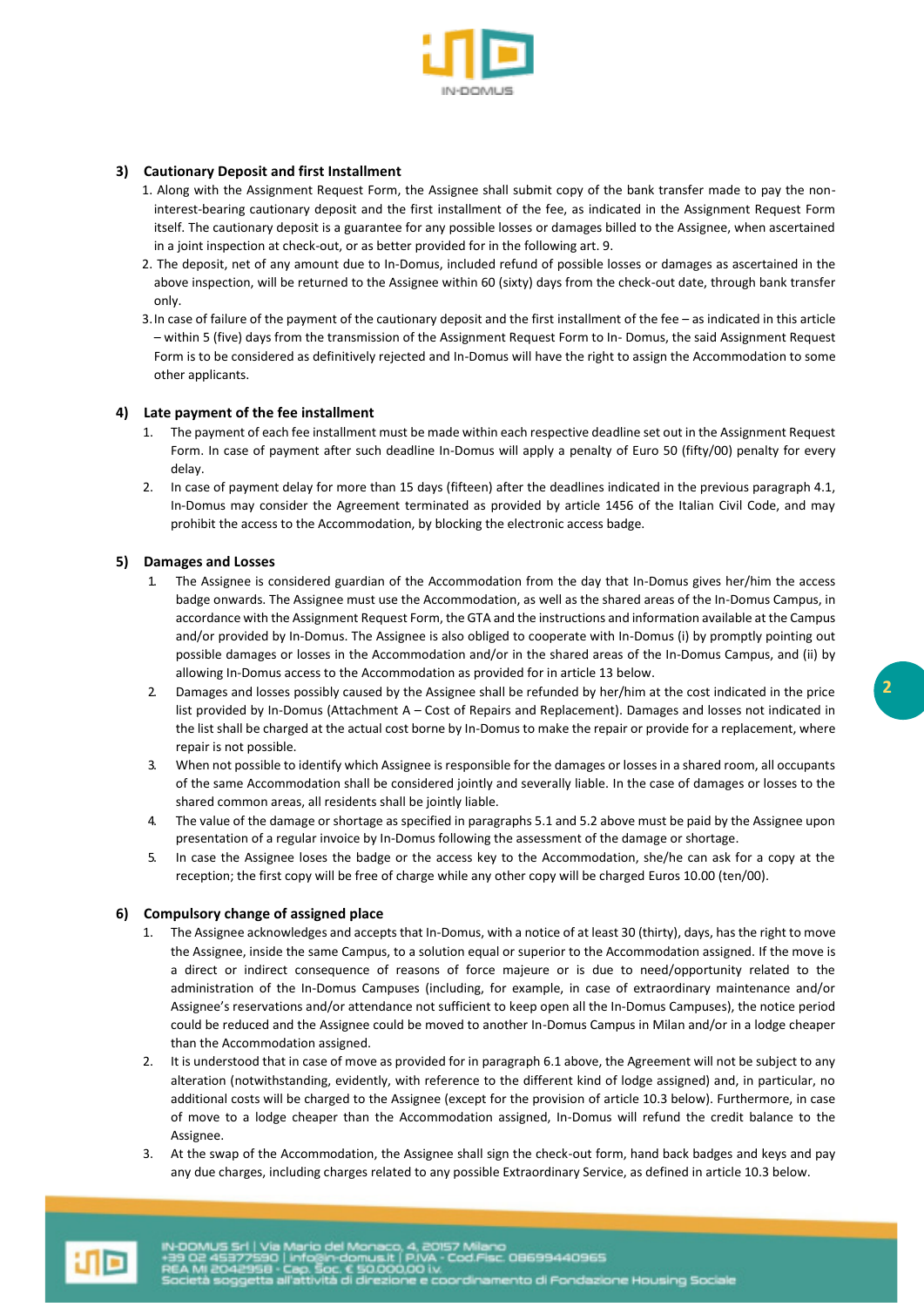## 3) Cautionary Deposit and first Installment

1. Along with the Assignment Request Form, the Assignee shall submit copy of the bank transfer made to pay the non-interest-bearing cautionary deposit and the first installment of the fee, as indicated in the Assignment Request Form itself. The cautionary deposit is a guarantee for any possible losses or damages billed to the Assignee, when ascertained in a joint inspection at check-out, or as better provided for in the following art. 9.
2. The deposit, net of any amount due to In-Domus, included refund of possible losses or damages as ascertained in the above inspection, will be returned to the Assignee within 60 (sixty) days from the check-out date, through bank transfer only.
3. In case of failure of the payment of the cautionary deposit and the first installment of the fee – as indicated in this article – within 5 (five) days from the transmission of the Assignment Request Form to In- Domus, the said Assignment Request Form is to be considered as definitively rejected and In-Domus will have the right to assign the Accommodation to some other applicants.

## 4) Late payment of the fee installment

1. The payment of each fee installment must be made within each respective deadline set out in the Assignment Request Form. In case of payment after such deadline In-Domus will apply a penalty of Euro 50 (fifty/00) penalty for every delay.
2. In case of payment delay for more than 15 days (fifteen) after the deadlines indicated in the previous paragraph 4.1, In-Domus may consider the Agreement terminated as provided by article 1456 of the Italian Civil Code, and may prohibit the access to the Accommodation, by blocking the electronic access badge.

## 5) Damages and Losses

1. The Assignee is considered guardian of the Accommodation from the day that In-Domus gives her/him the access badge onwards. The Assignee must use the Accommodation, as well as the shared areas of the In-Domus Campus, in accordance with the Assignment Request Form, the GTA and the instructions and information available at the Campus and/or provided by In-Domus. The Assignee is also obliged to cooperate with In-Domus (i) by promptly pointing out possible damages or losses in the Accommodation and/or in the shared areas of the In-Domus Campus, and (ii) by allowing In-Domus access to the Accommodation as provided for in article 13 below.
2. Damages and losses possibly caused by the Assignee shall be refunded by her/him at the cost indicated in the price list provided by In-Domus (Attachment A – Cost of Repairs and Replacement). Damages and losses not indicated in the list shall be charged at the actual cost borne by In-Domus to make the repair or provide for a replacement, where repair is not possible.
3. When not possible to identify which Assignee is responsible for the damages or losses in a shared room, all occupants of the same Accommodation shall be considered jointly and severally liable. In the case of damages or losses to the shared common areas, all residents shall be jointly liable.
4. The value of the damage or shortage as specified in paragraphs 5.1 and 5.2 above must be paid by the Assignee upon presentation of a regular invoice by In-Domus following the assessment of the damage or shortage.
5. In case the Assignee loses the badge or the access key to the Accommodation, she/he can ask for a copy at the reception; the first copy will be free of charge while any other copy will be charged Euros 10.00 (ten/00).

## 6) Compulsory change of assigned place

1. The Assignee acknowledges and accepts that In-Domus, with a notice of at least 30 (thirty), days, has the right to move the Assignee, inside the same Campus, to a solution equal or superior to the Accommodation assigned. If the move is a direct or indirect consequence of reasons of force majeure or is due to need/opportunity related to the administration of the In-Domus Campuses (including, for example, in case of extraordinary maintenance and/or Assignee's reservations and/or attendance not sufficient to keep open all the In-Domus Campuses), the notice period could be reduced and the Assignee could be moved to another In-Domus Campus in Milan and/or in a lodge cheaper than the Accommodation assigned.
2. It is understood that in case of move as provided for in paragraph 6.1 above, the Agreement will not be subject to any alteration (notwithstanding, evidently, with reference to the different kind of lodge assigned) and, in particular, no additional costs will be charged to the Assignee (except for the provision of article 10.3 below). Furthermore, in case of move to a lodge cheaper than the Accommodation assigned, In-Domus will refund the credit balance to the Assignee.
3. At the swap of the Accommodation, the Assignee shall sign the check-out form, hand back badges and keys and pay any due charges, including charges related to any possible Extraordinary Service, as defined in article 10.3 below.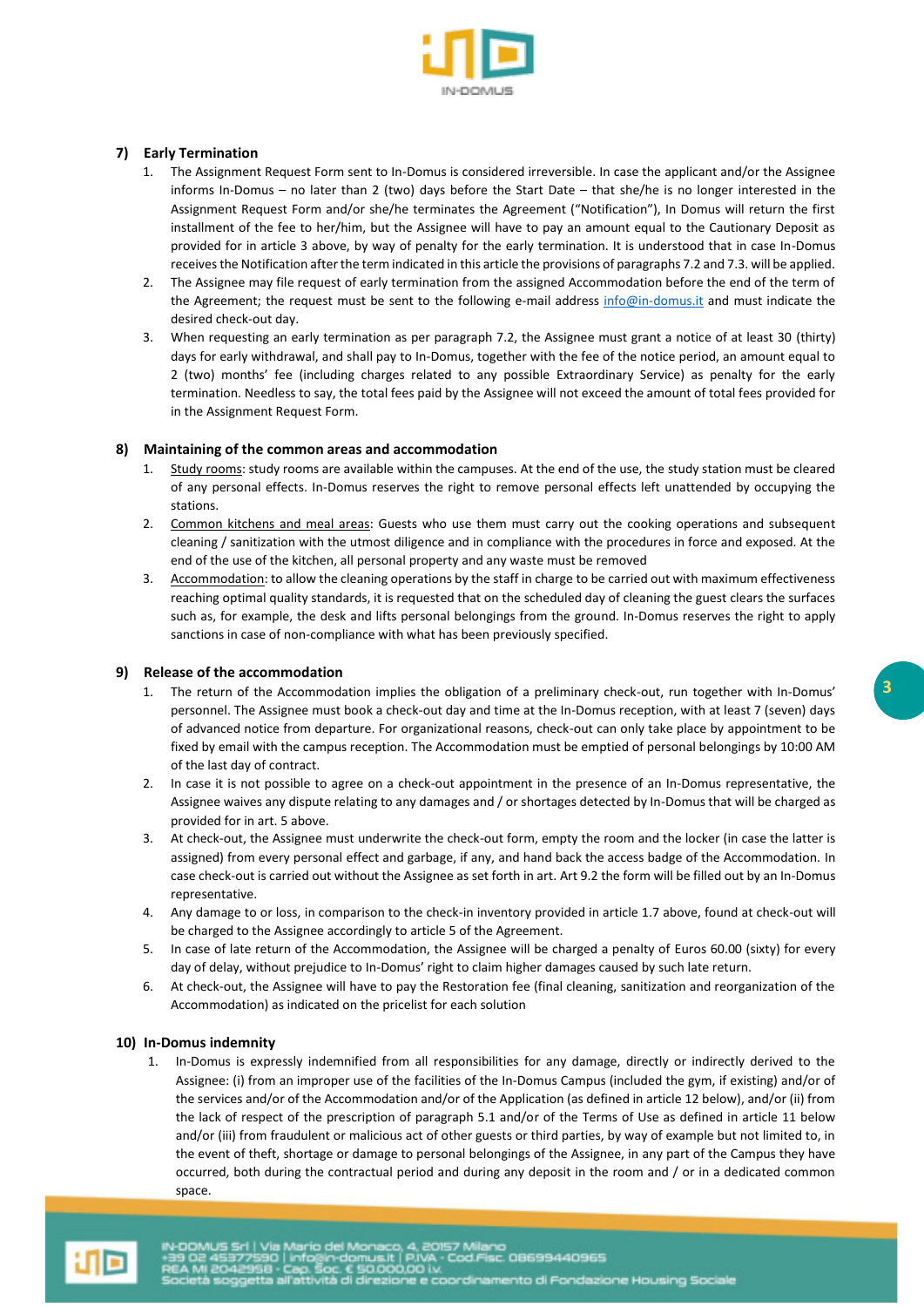## 7) Early Termination

1. The Assignment Request Form sent to In-Domus is considered irreversible. In case the applicant and/or the Assignee informs In-Domus – no later than 2 (two) days before the Start Date – that she/he is no longer interested in the Assignment Request Form and/or she/he terminates the Agreement ("Notification"), In Domus will return the first installment of the fee to her/him, but the Assignee will have to pay an amount equal to the Cautionary Deposit as provided for in article 3 above, by way of penalty for the early termination. It is understood that in case In-Domus receives the Notification after the term indicated in this article the provisions of paragraphs 7.2 and 7.3. will be applied.
2. The Assignee may file request of early termination from the assigned Accommodation before the end of the term of the Agreement; the request must be sent to the following e-mail address info@in-domus.it and must indicate the desired check-out day.
3. When requesting an early termination as per paragraph 7.2, the Assignee must grant a notice of at least 30 (thirty) days for early withdrawal, and shall pay to In-Domus, together with the fee of the notice period, an amount equal to 2 (two) months' fee (including charges related to any possible Extraordinary Service) as penalty for the early termination. Needless to say, the total fees paid by the Assignee will not exceed the amount of total fees provided for in the Assignment Request Form.

## 8) Maintaining of the common areas and accommodation

1. Study rooms: study rooms are available within the campuses. At the end of the use, the study station must be cleared of any personal effects. In-Domus reserves the right to remove personal effects left unattended by occupying the stations.
2. Common kitchens and meal areas: Guests who use them must carry out the cooking operations and subsequent cleaning / sanitization with the utmost diligence and in compliance with the procedures in force and exposed. At the end of the use of the kitchen, all personal property and any waste must be removed
3. Accommodation: to allow the cleaning operations by the staff in charge to be carried out with maximum effectiveness reaching optimal quality standards, it is requested that on the scheduled day of cleaning the guest clears the surfaces such as, for example, the desk and lifts personal belongings from the ground. In-Domus reserves the right to apply sanctions in case of non-compliance with what has been previously specified.

## 9) Release of the accommodation

1. The return of the Accommodation implies the obligation of a preliminary check-out, run together with In-Domus' personnel. The Assignee must book a check-out day and time at the In-Domus reception, with at least 7 (seven) days of advanced notice from departure. For organizational reasons, check-out can only take place by appointment to be fixed by email with the campus reception. The Accommodation must be emptied of personal belongings by 10:00 AM of the last day of contract.
2. In case it is not possible to agree on a check-out appointment in the presence of an In-Domus representative, the Assignee waives any dispute relating to any damages and / or shortages detected by In-Domus that will be charged as provided for in art. 5 above.
3. At check-out, the Assignee must underwrite the check-out form, empty the room and the locker (in case the latter is assigned) from every personal effect and garbage, if any, and hand back the access badge of the Accommodation. In case check-out is carried out without the Assignee as set forth in art. Art 9.2 the form will be filled out by an In-Domus representative.
4. Any damage to or loss, in comparison to the check-in inventory provided in article 1.7 above, found at check-out will be charged to the Assignee accordingly to article 5 of the Agreement.
5. In case of late return of the Accommodation, the Assignee will be charged a penalty of Euros 60.00 (sixty) for every day of delay, without prejudice to In-Domus' right to claim higher damages caused by such late return.
6. At check-out, the Assignee will have to pay the Restoration fee (final cleaning, sanitization and reorganization of the Accommodation) as indicated on the pricelist for each solution

## 10) In-Domus indemnity

1. In-Domus is expressly indemnified from all responsibilities for any damage, directly or indirectly derived to the Assignee: (i) from an improper use of the facilities of the In-Domus Campus (included the gym, if existing) and/or of the services and/or of the Accommodation and/or of the Application (as defined in article 12 below), and/or (ii) from the lack of respect of the prescription of paragraph 5.1 and/or of the Terms of Use as defined in article 11 below and/or (iii) from fraudulent or malicious act of other guests or third parties, by way of example but not limited to, in the event of theft, shortage or damage to personal belongings of the Assignee, in any part of the Campus they have occurred, both during the contractual period and during any deposit in the room and / or in a dedicated common space.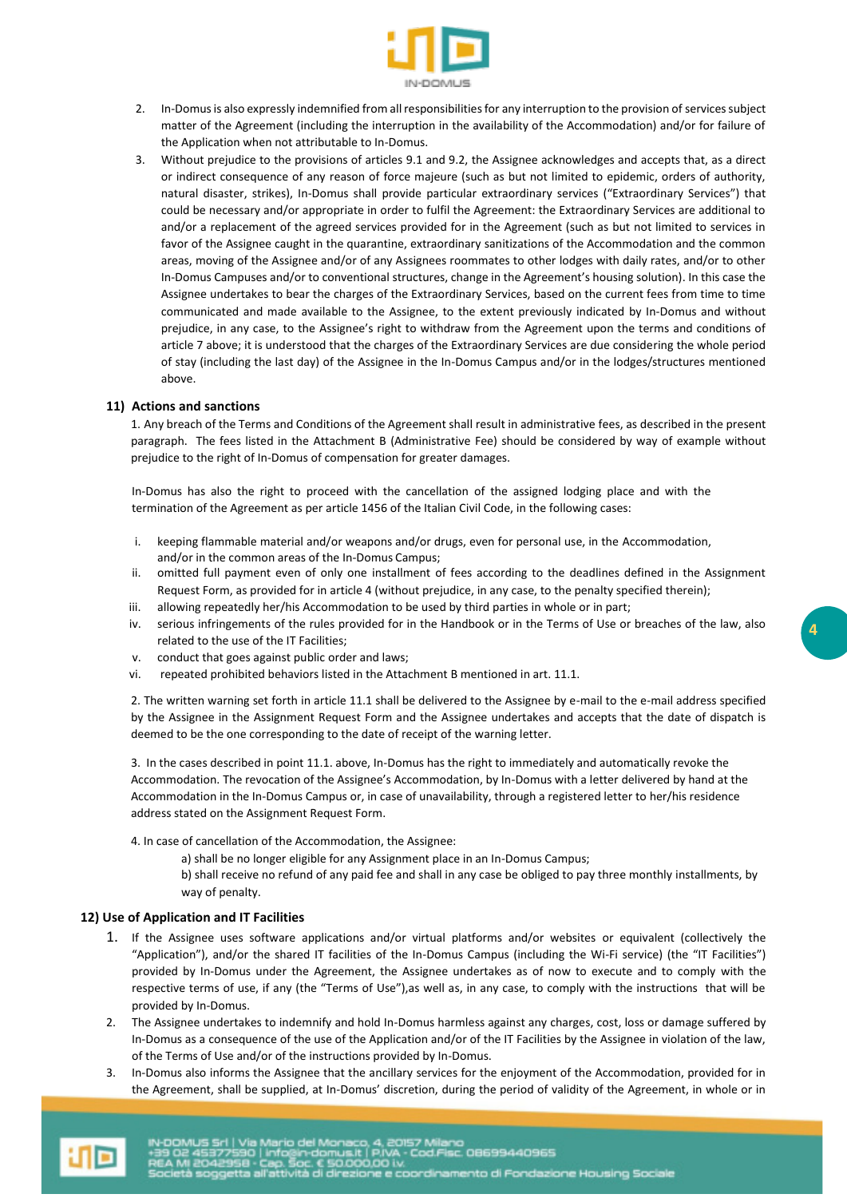2. In-Domus is also expressly indemnified from all responsibilities for any interruption to the provision of services subject matter of the Agreement (including the interruption in the availability of the Accommodation) and/or for failure of the Application when not attributable to In-Domus.
3. Without prejudice to the provisions of articles 9.1 and 9.2, the Assignee acknowledges and accepts that, as a direct or indirect consequence of any reason of force majeure (such as but not limited to epidemic, orders of authority, natural disaster, strikes), In-Domus shall provide particular extraordinary services ("Extraordinary Services") that could be necessary and/or appropriate in order to fulfil the Agreement: the Extraordinary Services are additional to and/or a replacement of the agreed services provided for in the Agreement (such as but not limited to services in favor of the Assignee caught in the quarantine, extraordinary sanitizations of the Accommodation and the common areas, moving of the Assignee and/or of any Assignees roommates to other lodges with daily rates, and/or to other In-Domus Campuses and/or to conventional structures, change in the Agreement's housing solution). In this case the Assignee undertakes to bear the charges of the Extraordinary Services, based on the current fees from time to time communicated and made available to the Assignee, to the extent previously indicated by In-Domus and without prejudice, in any case, to the Assignee's right to withdraw from the Agreement upon the terms and conditions of article 7 above; it is understood that the charges of the Extraordinary Services are due considering the whole period of stay (including the last day) of the Assignee in the In-Domus Campus and/or in the lodges/structures mentioned above.

## 11) Actions and sanctions

1. Any breach of the Terms and Conditions of the Agreement shall result in administrative fees, as described in the present paragraph. The fees listed in the Attachment B (Administrative Fee) should be considered by way of example without prejudice to the right of In-Domus of compensation for greater damages.

In-Domus has also the right to proceed with the cancellation of the assigned lodging place and with the termination of the Agreement as per article 1456 of the Italian Civil Code, in the following cases:

i. keeping flammable material and/or weapons and/or drugs, even for personal use, in the Accommodation, and/or in the common areas of the In-Domus Campus;
ii. omitted full payment even of only one installment of fees according to the deadlines defined in the Assignment Request Form, as provided for in article 4 (without prejudice, in any case, to the penalty specified therein);
iii. allowing repeatedly her/his Accommodation to be used by third parties in whole or in part;
iv. serious infringements of the rules provided for in the Handbook or in the Terms of Use or breaches of the law, also related to the use of the IT Facilities;
v. conduct that goes against public order and laws;
vi. repeated prohibited behaviors listed in the Attachment B mentioned in art. 11.1.

2. The written warning set forth in article 11.1 shall be delivered to the Assignee by e-mail to the e-mail address specified by the Assignee in the Assignment Request Form and the Assignee undertakes and accepts that the date of dispatch is deemed to be the one corresponding to the date of receipt of the warning letter.

3. In the cases described in point 11.1. above, In-Domus has the right to immediately and automatically revoke the Accommodation. The revocation of the Assignee's Accommodation, by In-Domus with a letter delivered by hand at the Accommodation in the In-Domus Campus or, in case of unavailability, through a registered letter to her/his residence address stated on the Assignment Request Form.

4. In case of cancellation of the Accommodation, the Assignee:

a) shall be no longer eligible for any Assignment place in an In-Domus Campus;
b) shall receive no refund of any paid fee and shall in any case be obliged to pay three monthly installments, by way of penalty.

## 12) Use of Application and IT Facilities

1. If the Assignee uses software applications and/or virtual platforms and/or websites or equivalent (collectively the "Application"), and/or the shared IT facilities of the In-Domus Campus (including the Wi-Fi service) (the "IT Facilities") provided by In-Domus under the Agreement, the Assignee undertakes as of now to execute and to comply with the respective terms of use, if any (the "Terms of Use"),as well as, in any case, to comply with the instructions that will be provided by In-Domus.
2. The Assignee undertakes to indemnify and hold In-Domus harmless against any charges, cost, loss or damage suffered by In-Domus as a consequence of the use of the Application and/or of the IT Facilities by the Assignee in violation of the law, of the Terms of Use and/or of the instructions provided by In-Domus.
3. In-Domus also informs the Assignee that the ancillary services for the enjoyment of the Accommodation, provided for in the Agreement, shall be supplied, at In-Domus' discretion, during the period of validity of the Agreement, in whole or in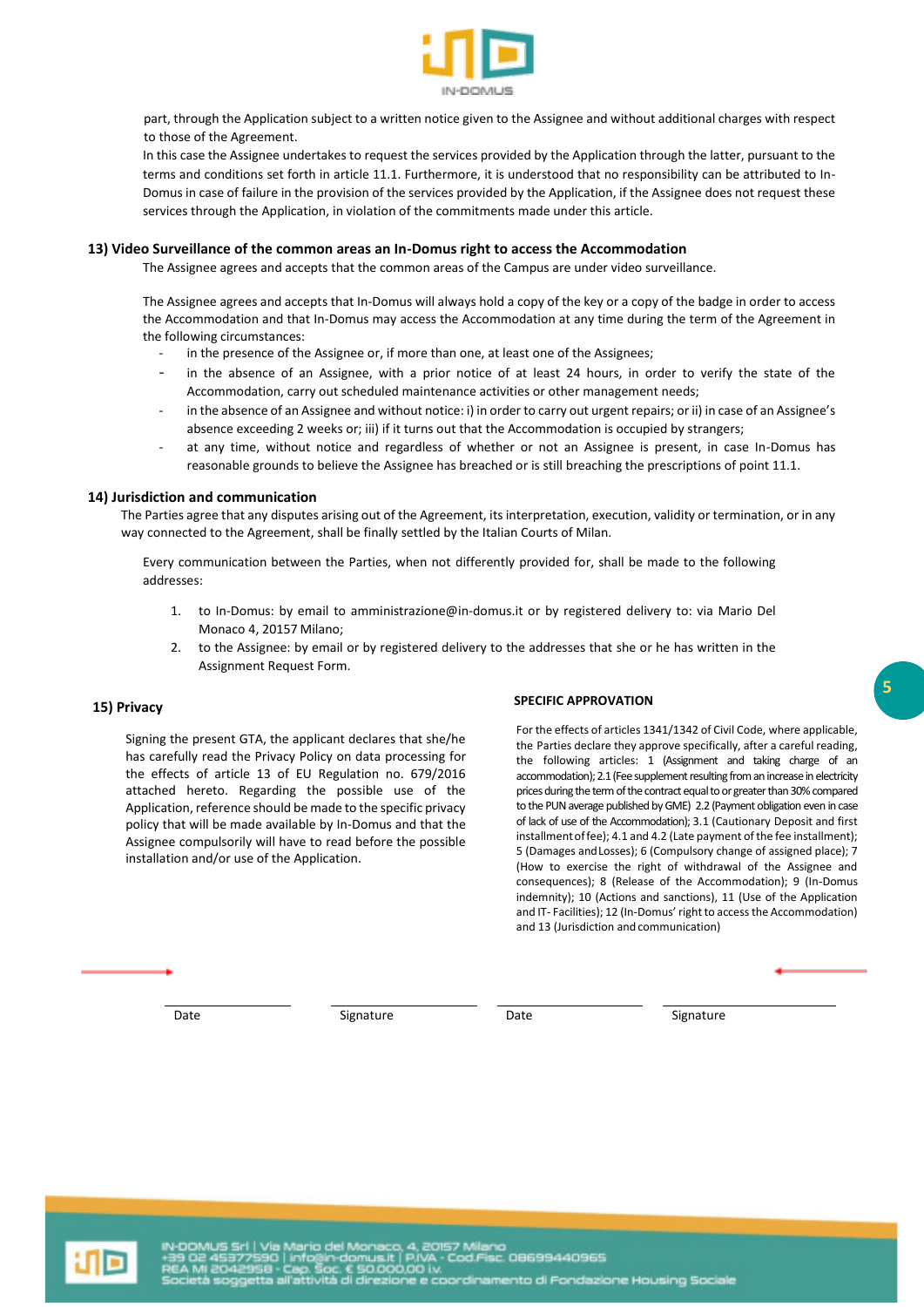part, through the Application subject to a written notice given to the Assignee and without additional charges with respect to those of the Agreement.

In this case the Assignee undertakes to request the services provided by the Application through the latter, pursuant to the terms and conditions set forth in article 11.1. Furthermore, it is understood that no responsibility can be attributed to In-Domus in case of failure in the provision of the services provided by the Application, if the Assignee does not request these services through the Application, in violation of the commitments made under this article.

### 13) Video Surveillance of the common areas an In-Domus right to access the Accommodation

The Assignee agrees and accepts that the common areas of the Campus are under video surveillance.

The Assignee agrees and accepts that In-Domus will always hold a copy of the key or a copy of the badge in order to access the Accommodation and that In-Domus may access the Accommodation at any time during the term of the Agreement in the following circumstances:

- in the presence of the Assignee or, if more than one, at least one of the Assignees;
- in the absence of an Assignee, with a prior notice of at least 24 hours, in order to verify the state of the Accommodation, carry out scheduled maintenance activities or other management needs;
- in the absence of an Assignee and without notice: i) in order to carry out urgent repairs; or ii) in case of an Assignee's absence exceeding 2 weeks or; iii) if it turns out that the Accommodation is occupied by strangers;
- at any time, without notice and regardless of whether or not an Assignee is present, in case In-Domus has reasonable grounds to believe the Assignee has breached or is still breaching the prescriptions of point 11.1.

### 14) Jurisdiction and communication

The Parties agree that any disputes arising out of the Agreement, its interpretation, execution, validity or termination, or in any way connected to the Agreement, shall be finally settled by the Italian Courts of Milan.

Every communication between the Parties, when not differently provided for, shall be made to the following addresses:

1. to In-Domus: by email to amministrazione@in-domus.it or by registered delivery to: via Mario Del Monaco 4, 20157 Milano;
2. to the Assignee: by email or by registered delivery to the addresses that she or he has written in the Assignment Request Form.

### 15) Privacy

Signing the present GTA, the applicant declares that she/he has carefully read the Privacy Policy on data processing for the effects of article 13 of EU Regulation no. 679/2016 attached hereto. Regarding the possible use of the Application, reference should be made to the specific privacy policy that will be made available by In-Domus and that the Assignee compulsorily will have to read before the possible installation and/or use of the Application.

**SPECIFIC APPROVATION**

For the effects of articles 1341/1342 of Civil Code, where applicable, the Parties declare they approve specifically, after a careful reading, the following articles: 1 (Assignment and taking charge of an accommodation); 2.1 (Fee supplement resulting from an increase in electricity prices during the term of the contract equal to or greater than 30% compared to the PUN average published by GME) 2.2 (Payment obligation even in case of lack of use of the Accommodation); 3.1 (Cautionary Deposit and first installment of fee); 4.1 and 4.2 (Late payment of the fee installment); 5 (Damages and Losses); 6 (Compulsory change of assigned place); 7 (How to exercise the right of withdrawal of the Assignee and consequences); 8 (Release of the Accommodation); 9 (In-Domus indemnity); 10 (Actions and sanctions), 11 (Use of the Application and IT- Facilities); 12 (In-Domus' right to access the Accommodation) and 13 (Jurisdiction and communication)

| Date | Signature | Date | Signature |
|---|---|---|---|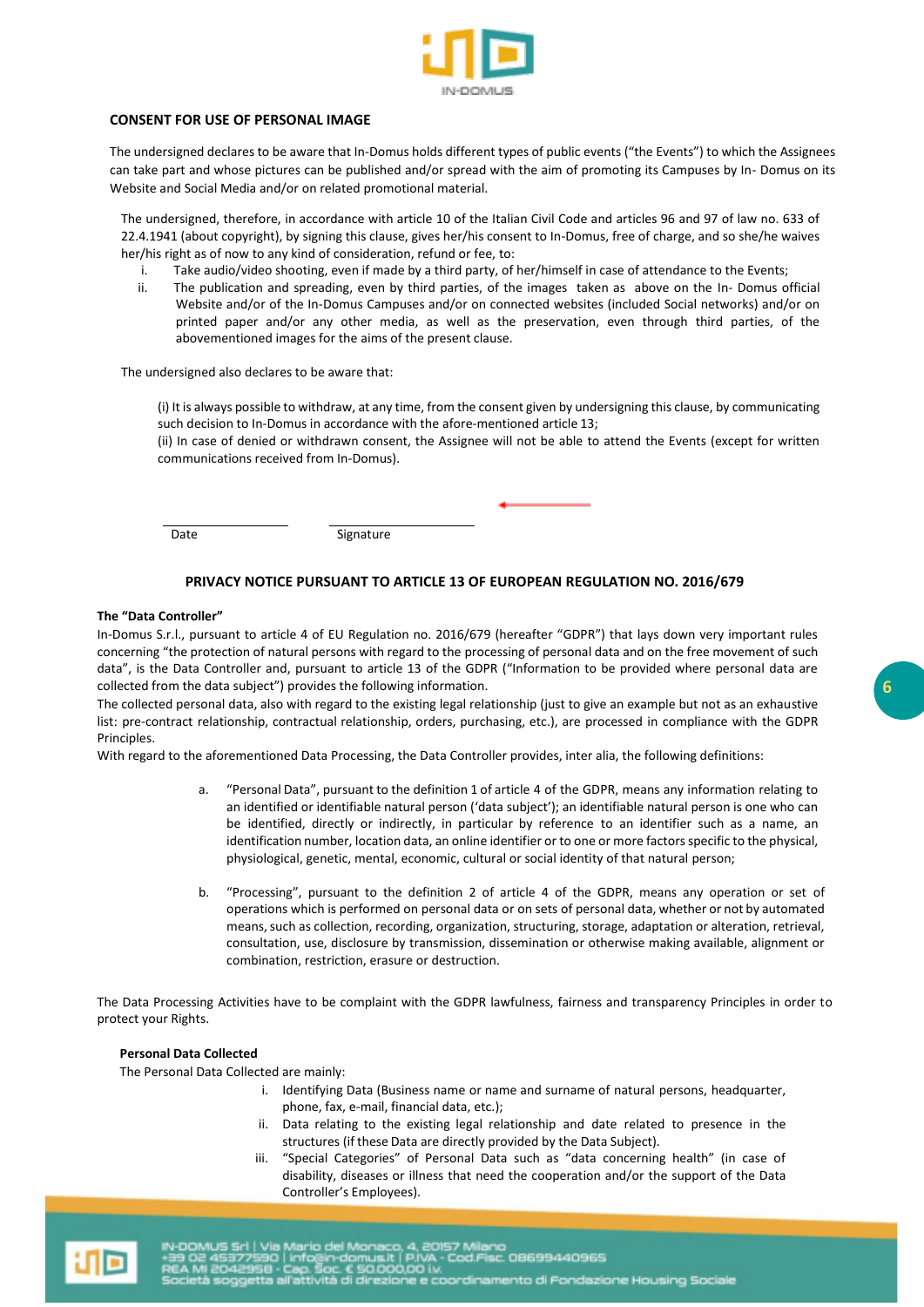## CONSENT FOR USE OF PERSONAL IMAGE

The undersigned declares to be aware that In-Domus holds different types of public events ("the Events") to which the Assignees can take part and whose pictures can be published and/or spread with the aim of promoting its Campuses by In- Domus on its Website and Social Media and/or on related promotional material.

The undersigned, therefore, in accordance with article 10 of the Italian Civil Code and articles 96 and 97 of law no. 633 of 22.4.1941 (about copyright), by signing this clause, gives her/his consent to In-Domus, free of charge, and so she/he waives her/his right as of now to any kind of consideration, refund or fee, to:

i. Take audio/video shooting, even if made by a third party, of her/himself in case of attendance to the Events;
ii. The publication and spreading, even by third parties, of the images taken as above on the In- Domus official Website and/or of the In-Domus Campuses and/or on connected websites (included Social networks) and/or on printed paper and/or any other media, as well as the preservation, even through third parties, of the abovementioned images for the aims of the present clause.

The undersigned also declares to be aware that:

(i) It is always possible to withdraw, at any time, from the consent given by undersigning this clause, by communicating such decision to In-Domus in accordance with the afore-mentioned article 13;
(ii) In case of denied or withdrawn consent, the Assignee will not be able to attend the Events (except for written communications received from In-Domus).

Date ____________ Signature ____________

## PRIVACY NOTICE PURSUANT TO ARTICLE 13 OF EUROPEAN REGULATION NO. 2016/679

**The "Data Controller"**

In-Domus S.r.l., pursuant to article 4 of EU Regulation no. 2016/679 (hereafter "GDPR") that lays down very important rules concerning "the protection of natural persons with regard to the processing of personal data and on the free movement of such data", is the Data Controller and, pursuant to article 13 of the GDPR ("Information to be provided where personal data are collected from the data subject") provides the following information.

The collected personal data, also with regard to the existing legal relationship (just to give an example but not as an exhaustive list: pre-contract relationship, contractual relationship, orders, purchasing, etc.), are processed in compliance with the GDPR Principles.

With regard to the aforementioned Data Processing, the Data Controller provides, inter alia, the following definitions:

a. "Personal Data", pursuant to the definition 1 of article 4 of the GDPR, means any information relating to an identified or identifiable natural person ('data subject'); an identifiable natural person is one who can be identified, directly or indirectly, in particular by reference to an identifier such as a name, an identification number, location data, an online identifier or to one or more factors specific to the physical, physiological, genetic, mental, economic, cultural or social identity of that natural person;

b. "Processing", pursuant to the definition 2 of article 4 of the GDPR, means any operation or set of operations which is performed on personal data or on sets of personal data, whether or not by automated means, such as collection, recording, organization, structuring, storage, adaptation or alteration, retrieval, consultation, use, disclosure by transmission, dissemination or otherwise making available, alignment or combination, restriction, erasure or destruction.

The Data Processing Activities have to be complaint with the GDPR lawfulness, fairness and transparency Principles in order to protect your Rights.

**Personal Data Collected**

The Personal Data Collected are mainly:

i. Identifying Data (Business name or name and surname of natural persons, headquarter, phone, fax, e-mail, financial data, etc.);
ii. Data relating to the existing legal relationship and date related to presence in the structures (if these Data are directly provided by the Data Subject).
iii. "Special Categories" of Personal Data such as "data concerning health" (in case of disability, diseases or illness that need the cooperation and/or the support of the Data Controller's Employees).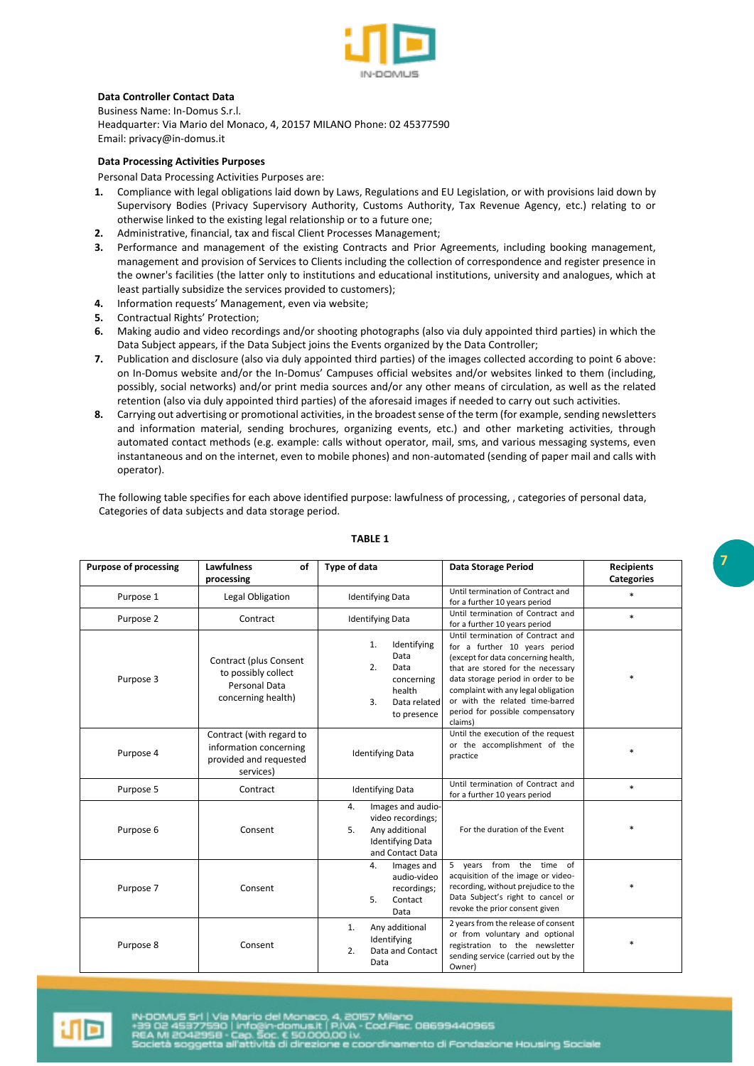**Data Controller Contact Data**
Business Name: In-Domus S.r.l.
Headquarter: Via Mario del Monaco, 4, 20157 MILANO Phone: 02 45377590
Email: privacy@in-domus.it

**Data Processing Activities Purposes**

Personal Data Processing Activities Purposes are:

1. Compliance with legal obligations laid down by Laws, Regulations and EU Legislation, or with provisions laid down by Supervisory Bodies (Privacy Supervisory Authority, Customs Authority, Tax Revenue Agency, etc.) relating to or otherwise linked to the existing legal relationship or to a future one;
2. Administrative, financial, tax and fiscal Client Processes Management;
3. Performance and management of the existing Contracts and Prior Agreements, including booking management, management and provision of Services to Clients including the collection of correspondence and register presence in the owner's facilities (the latter only to institutions and educational institutions, university and analogues, which at least partially subsidize the services provided to customers);
4. Information requests' Management, even via website;
5. Contractual Rights' Protection;
6. Making audio and video recordings and/or shooting photographs (also via duly appointed third parties) in which the Data Subject appears, if the Data Subject joins the Events organized by the Data Controller;
7. Publication and disclosure (also via duly appointed third parties) of the images collected according to point 6 above: on In-Domus website and/or the In-Domus' Campuses official websites and/or websites linked to them (including, possibly, social networks) and/or print media sources and/or any other means of circulation, as well as the related retention (also via duly appointed third parties) of the aforesaid images if needed to carry out such activities.
8. Carrying out advertising or promotional activities, in the broadest sense of the term (for example, sending newsletters and information material, sending brochures, organizing events, etc.) and other marketing activities, through automated contact methods (e.g. example: calls without operator, mail, sms, and various messaging systems, even instantaneous and on the internet, even to mobile phones) and non-automated (sending of paper mail and calls with operator).

The following table specifies for each above identified purpose: lawfulness of processing, , categories of personal data, Categories of data subjects and data storage period.

**TABLE 1**

| Purpose of processing | Lawfulness of processing | Type of data | Data Storage Period | Recipients Categories |
|---|---|---|---|---|
| Purpose 1 | Legal Obligation | Identifying Data | Until termination of Contract and for a further 10 years period | * |
| Purpose 2 | Contract | Identifying Data | Until termination of Contract and for a further 10 years period | * |
| Purpose 3 | Contract (plus Consent to possibly collect Personal Data concerning health) | 1. Identifying Data 2. Data concerning health 3. Data related to presence | Until termination of Contract and for a further 10 years period (except for data concerning health, that are stored for the necessary data storage period in order to be complaint with any legal obligation or with the related time-barred period for possible compensatory claims) | * |
| Purpose 4 | Contract (with regard to information concerning provided and requested services) | Identifying Data | Until the execution of the request or the accomplishment of the practice | * |
| Purpose 5 | Contract | Identifying Data | Until termination of Contract and for a further 10 years period | * |
| Purpose 6 | Consent | 4. Images and audio-video recordings; 5. Any additional Identifying Data and Contact Data | For the duration of the Event | * |
| Purpose 7 | Consent | 4. Images and audio-video recordings; 5. Contact Data | 5 years from the time of acquisition of the image or video-recording, without prejudice to the Data Subject's right to cancel or revoke the prior consent given | * |
| Purpose 8 | Consent | 1. Any additional Identifying 2. Data and Contact Data | 2 years from the release of consent or from voluntary and optional registration to the newsletter sending service (carried out by the Owner) | * |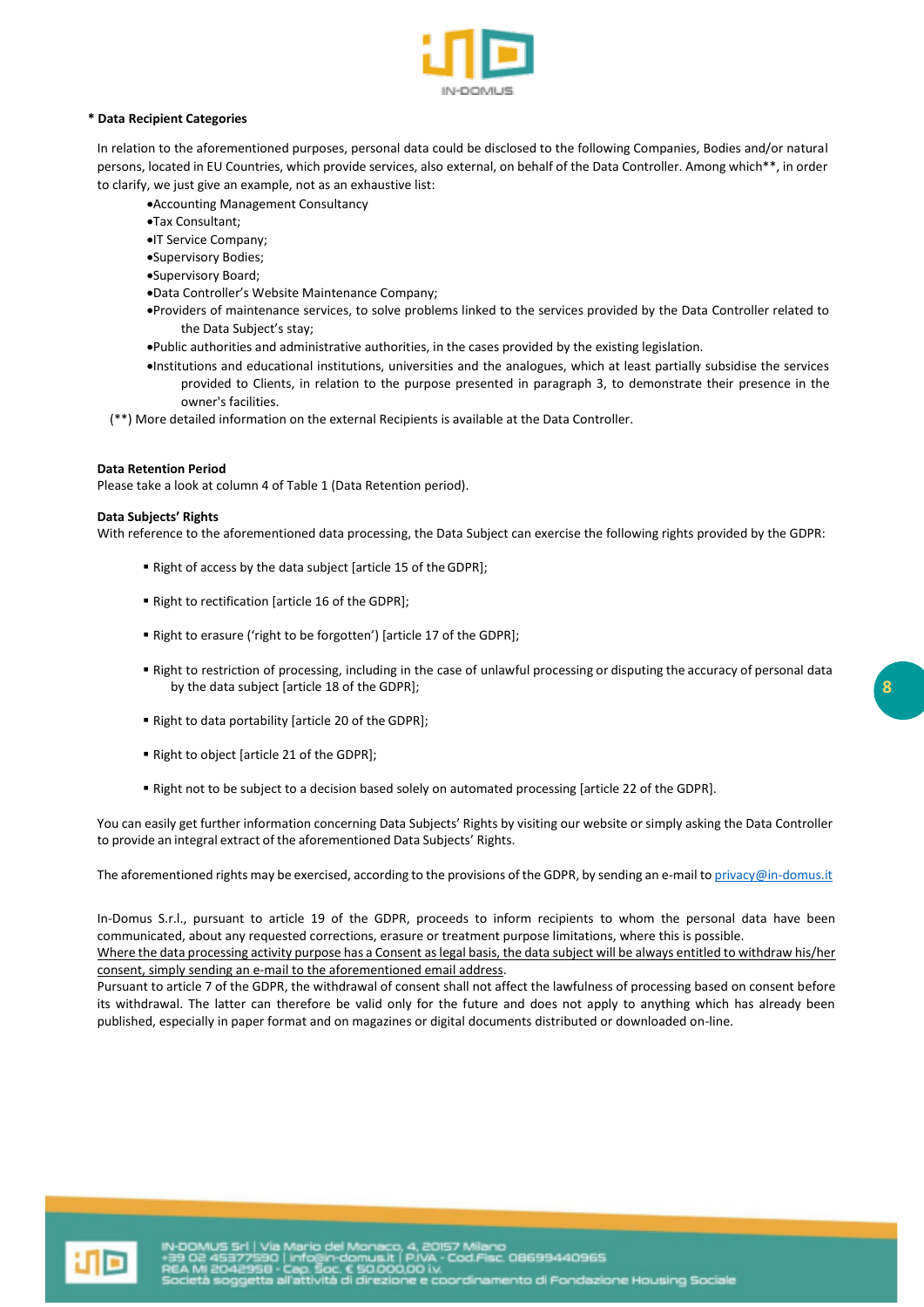**\* Data Recipient Categories**

In relation to the aforementioned purposes, personal data could be disclosed to the following Companies, Bodies and/or natural persons, located in EU Countries, which provide services, also external, on behalf of the Data Controller. Among which\*\*, in order to clarify, we just give an example, not as an exhaustive list:

- Accounting Management Consultancy
- Tax Consultant;
- IT Service Company;
- Supervisory Bodies;
- Supervisory Board;
- Data Controller's Website Maintenance Company;
- Providers of maintenance services, to solve problems linked to the services provided by the Data Controller related to the Data Subject's stay;
- Public authorities and administrative authorities, in the cases provided by the existing legislation.
- Institutions and educational institutions, universities and the analogues, which at least partially subsidise the services provided to Clients, in relation to the purpose presented in paragraph 3, to demonstrate their presence in the owner's facilities.

(\*\*) More detailed information on the external Recipients is available at the Data Controller.

**Data Retention Period**

Please take a look at column 4 of Table 1 (Data Retention period).

**Data Subjects' Rights**

With reference to the aforementioned data processing, the Data Subject can exercise the following rights provided by the GDPR:

- Right of access by the data subject [article 15 of the GDPR];
- Right to rectification [article 16 of the GDPR];
- Right to erasure ('right to be forgotten') [article 17 of the GDPR];
- Right to restriction of processing, including in the case of unlawful processing or disputing the accuracy of personal data by the data subject [article 18 of the GDPR];
- Right to data portability [article 20 of the GDPR];
- Right to object [article 21 of the GDPR];
- Right not to be subject to a decision based solely on automated processing [article 22 of the GDPR].

You can easily get further information concerning Data Subjects' Rights by visiting our website or simply asking the Data Controller to provide an integral extract of the aforementioned Data Subjects' Rights.

The aforementioned rights may be exercised, according to the provisions of the GDPR, by sending an e-mail to privacy@in-domus.it

In-Domus S.r.l., pursuant to article 19 of the GDPR, proceeds to inform recipients to whom the personal data have been communicated, about any requested corrections, erasure or treatment purpose limitations, where this is possible.
<u>Where the data processing activity purpose has a Consent as legal basis, the data subject will be always entitled to withdraw his/her consent, simply sending an e-mail to the aforementioned email address</u>.
Pursuant to article 7 of the GDPR, the withdrawal of consent shall not affect the lawfulness of processing based on consent before its withdrawal. The latter can therefore be valid only for the future and does not apply to anything which has already been published, especially in paper format and on magazines or digital documents distributed or downloaded on-line.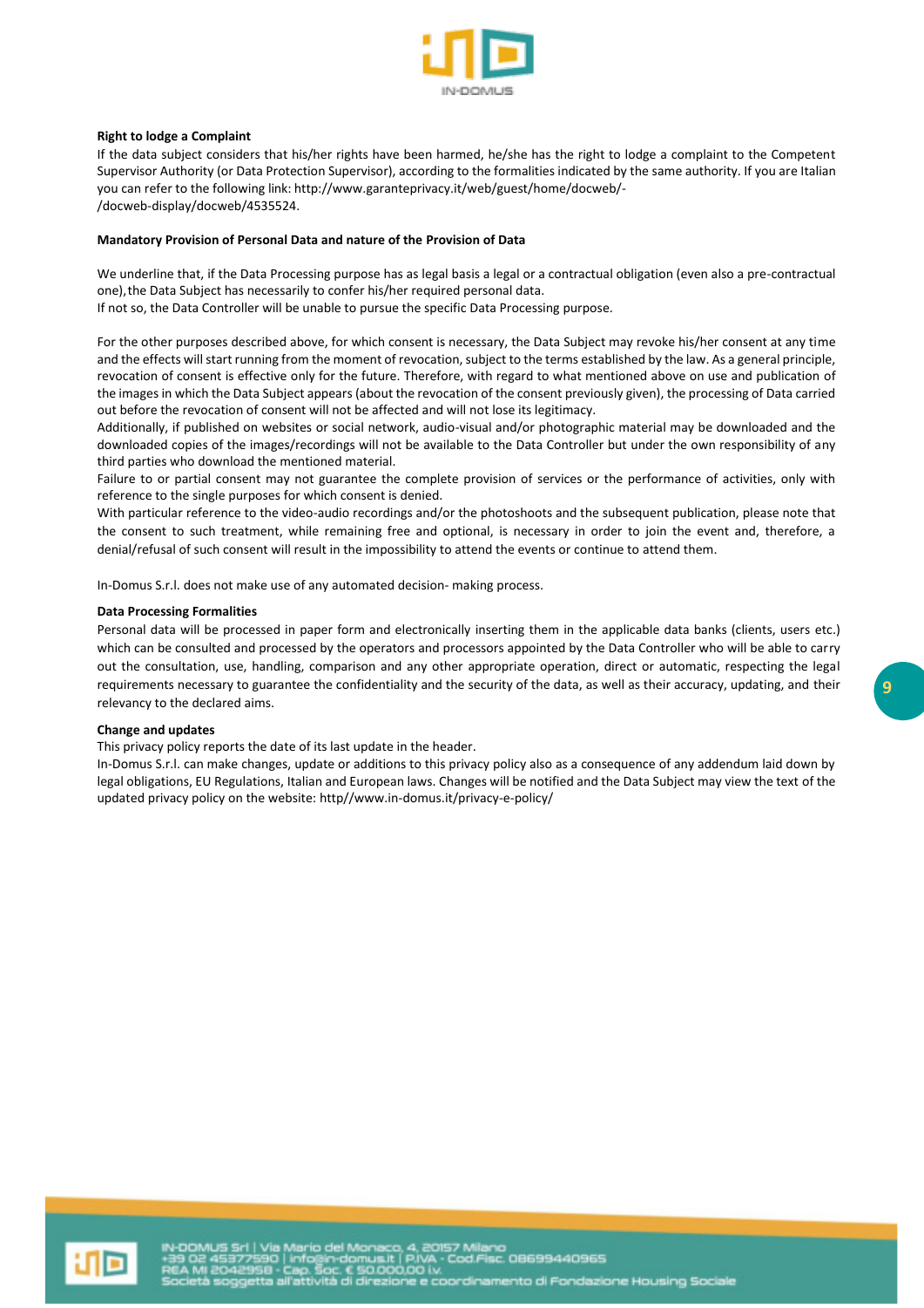**Right to lodge a Complaint**

If the data subject considers that his/her rights have been harmed, he/she has the right to lodge a complaint to the Competent Supervisor Authority (or Data Protection Supervisor), according to the formalities indicated by the same authority. If you are Italian you can refer to the following link: http://www.garanteprivacy.it/web/guest/home/docweb/-/docweb-display/docweb/4535524.

**Mandatory Provision of Personal Data and nature of the Provision of Data**

We underline that, if the Data Processing purpose has as legal basis a legal or a contractual obligation (even also a pre-contractual one), the Data Subject has necessarily to confer his/her required personal data.
If not so, the Data Controller will be unable to pursue the specific Data Processing purpose.

For the other purposes described above, for which consent is necessary, the Data Subject may revoke his/her consent at any time and the effects will start running from the moment of revocation, subject to the terms established by the law. As a general principle, revocation of consent is effective only for the future. Therefore, with regard to what mentioned above on use and publication of the images in which the Data Subject appears (about the revocation of the consent previously given), the processing of Data carried out before the revocation of consent will not be affected and will not lose its legitimacy.
Additionally, if published on websites or social network, audio-visual and/or photographic material may be downloaded and the downloaded copies of the images/recordings will not be available to the Data Controller but under the own responsibility of any third parties who download the mentioned material.
Failure to or partial consent may not guarantee the complete provision of services or the performance of activities, only with reference to the single purposes for which consent is denied.
With particular reference to the video-audio recordings and/or the photoshoots and the subsequent publication, please note that the consent to such treatment, while remaining free and optional, is necessary in order to join the event and, therefore, a denial/refusal of such consent will result in the impossibility to attend the events or continue to attend them.

In-Domus S.r.l. does not make use of any automated decision- making process.

**Data Processing Formalities**

Personal data will be processed in paper form and electronically inserting them in the applicable data banks (clients, users etc.) which can be consulted and processed by the operators and processors appointed by the Data Controller who will be able to carry out the consultation, use, handling, comparison and any other appropriate operation, direct or automatic, respecting the legal requirements necessary to guarantee the confidentiality and the security of the data, as well as their accuracy, updating, and their relevancy to the declared aims.

**Change and updates**

This privacy policy reports the date of its last update in the header.
In-Domus S.r.l. can make changes, update or additions to this privacy policy also as a consequence of any addendum laid down by legal obligations, EU Regulations, Italian and European laws. Changes will be notified and the Data Subject may view the text of the updated privacy policy on the website: http//www.in-domus.it/privacy-e-policy/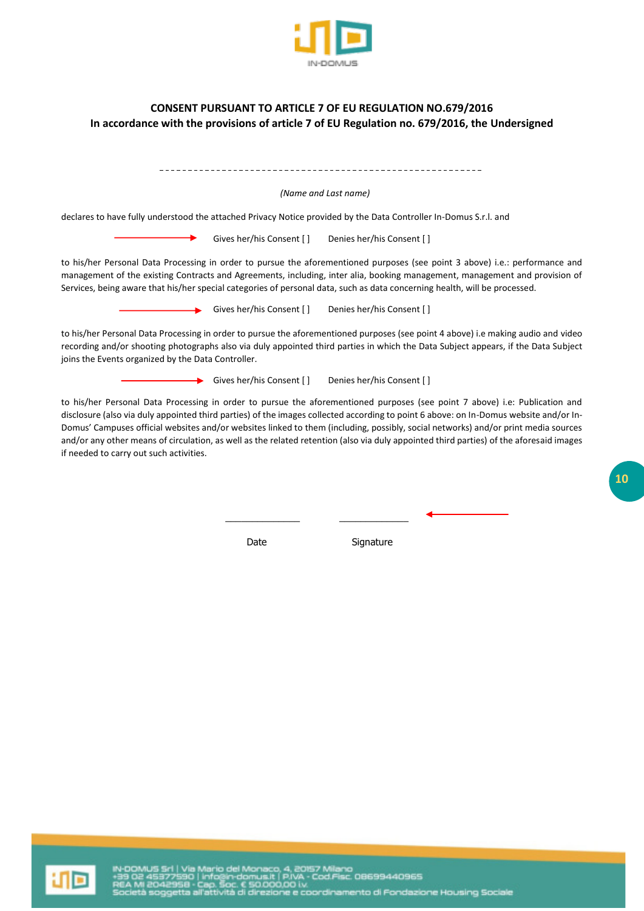**CONSENT PURSUANT TO ARTICLE 7 OF EU REGULATION NO.679/2016**
**In accordance with the provisions of article 7 of EU Regulation no. 679/2016, the Undersigned**

\_\_\_\_\_\_\_\_\_\_\_\_\_\_\_\_\_\_\_\_\_\_\_\_\_\_\_\_\_\_\_\_\_\_\_\_\_\_\_\_\_\_\_\_\_\_\_\_\_\_\_\_\_\_\_\_

*(Name and Last name)*

declares to have fully understood the attached Privacy Notice provided by the Data Controller In-Domus S.r.l. and

Gives her/his Consent [ ]     Denies her/his Consent [ ]

to his/her Personal Data Processing in order to pursue the aforementioned purposes (see point 3 above) i.e.: performance and management of the existing Contracts and Agreements, including, inter alia, booking management, management and provision of Services, being aware that his/her special categories of personal data, such as data concerning health, will be processed.

Gives her/his Consent [ ]     Denies her/his Consent [ ]

to his/her Personal Data Processing in order to pursue the aforementioned purposes (see point 4 above) i.e making audio and video recording and/or shooting photographs also via duly appointed third parties in which the Data Subject appears, if the Data Subject joins the Events organized by the Data Controller.

Gives her/his Consent [ ]     Denies her/his Consent [ ]

to his/her Personal Data Processing in order to pursue the aforementioned purposes (see point 7 above) i.e: Publication and disclosure (also via duly appointed third parties) of the images collected according to point 6 above: on In-Domus website and/or In-Domus' Campuses official websites and/or websites linked to them (including, possibly, social networks) and/or print media sources and/or any other means of circulation, as well as the related retention (also via duly appointed third parties) of the aforesaid images if needed to carry out such activities.

\_\_\_\_\_\_\_\_\_\_\_\_\_\_     \_\_\_\_\_\_\_\_\_\_\_\_\_\_

Date     Signature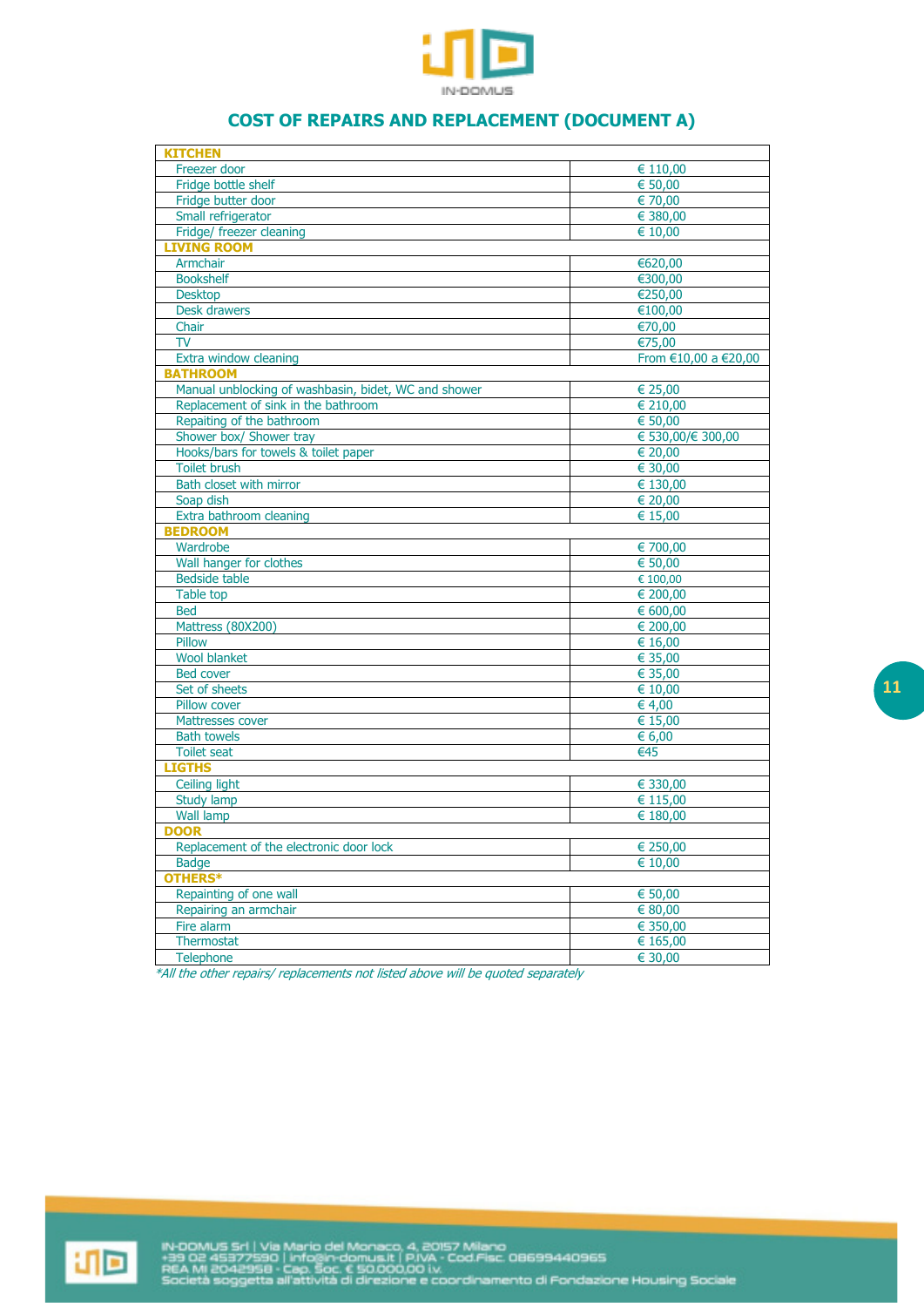## COST OF REPAIRS AND REPLACEMENT (DOCUMENT A)

| KITCHEN | |
|---|---|
| Freezer door | € 110,00 |
| Fridge bottle shelf | € 50,00 |
| Fridge butter door | € 70,00 |
| Small refrigerator | € 380,00 |
| Fridge/ freezer cleaning | € 10,00 |
| **LIVING ROOM** | |
| Armchair | €620,00 |
| Bookshelf | €300,00 |
| Desktop | €250,00 |
| Desk drawers | €100,00 |
| Chair | €70,00 |
| TV | €75,00 |
| Extra window cleaning | From €10,00 a €20,00 |
| **BATHROOM** | |
| Manual unblocking of washbasin, bidet, WC and shower | € 25,00 |
| Replacement of sink in the bathroom | € 210,00 |
| Repaiting of the bathroom | € 50,00 |
| Shower box/ Shower tray | € 530,00/€ 300,00 |
| Hooks/bars for towels & toilet paper | € 20,00 |
| Toilet brush | € 30,00 |
| Bath closet with mirror | € 130,00 |
| Soap dish | € 20,00 |
| Extra bathroom cleaning | € 15,00 |
| **BEDROOM** | |
| Wardrobe | € 700,00 |
| Wall hanger for clothes | € 50,00 |
| Bedside table | € 100,00 |
| Table top | € 200,00 |
| Bed | € 600,00 |
| Mattress (80X200) | € 200,00 |
| Pillow | € 16,00 |
| Wool blanket | € 35,00 |
| Bed cover | € 35,00 |
| Set of sheets | € 10,00 |
| Pillow cover | € 4,00 |
| Mattresses cover | € 15,00 |
| Bath towels | € 6,00 |
| Toilet seat | €45 |
| **LIGTHS** | |
| Ceiling light | € 330,00 |
| Study lamp | € 115,00 |
| Wall lamp | € 180,00 |
| **DOOR** | |
| Replacement of the electronic door lock | € 250,00 |
| Badge | € 10,00 |
| **OTHERS*** | |
| Repainting of one wall | € 50,00 |
| Repairing an armchair | € 80,00 |
| Fire alarm | € 350,00 |
| Thermostat | € 165,00 |
| Telephone | € 30,00 |

*\*All the other repairs/ replacements not listed above will be quoted separately*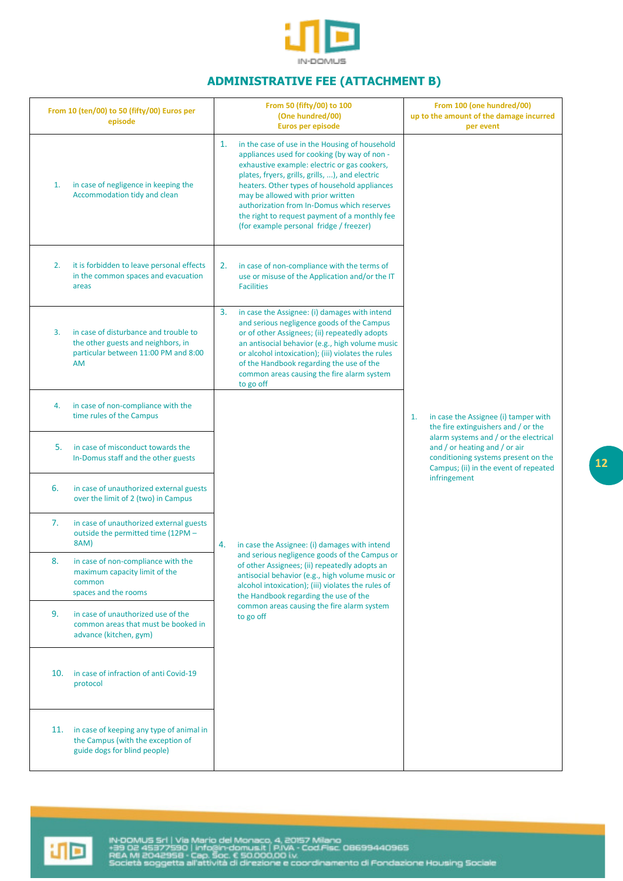## ADMINISTRATIVE FEE (ATTACHMENT B)

| From 10 (ten/00) to 50 (fifty/00) Euros per episode | From 50 (fifty/00) to 100 (One hundred/00) Euros per episode | From 100 (one hundred/00) up to the amount of the damage incurred per event |
|---|---|---|
| 1. in case of negligence in keeping the Accommodation tidy and clean | 1. in the case of use in the Housing of household appliances used for cooking (by way of non - exhaustive example: electric or gas cookers, plates, fryers, grills, grills, ...), and electric heaters. Other types of household appliances may be allowed with prior written authorization from In-Domus which reserves the right to request payment of a monthly fee (for example personal fridge / freezer) | 1. in case the Assignee (i) tamper with the fire extinguishers and / or the alarm systems and / or the electrical and / or heating and / or air conditioning systems present on the Campus; (ii) in the event of repeated infringement |
| 2. it is forbidden to leave personal effects in the common spaces and evacuation areas | 2. in case of non-compliance with the terms of use or misuse of the Application and/or the IT Facilities | |
| 3. in case of disturbance and trouble to the other guests and neighbors, in particular between 11:00 PM and 8:00 AM | 3. in case the Assignee: (i) damages with intend and serious negligence goods of the Campus or of other Assignees; (ii) repeatedly adopts an antisocial behavior (e.g., high volume music or alcohol intoxication); (iii) violates the rules of the Handbook regarding the use of the common areas causing the fire alarm system to go off | |
| 4. in case of non-compliance with the time rules of the Campus | 4. in case the Assignee: (i) damages with intend and serious negligence goods of the Campus or of other Assignees; (ii) repeatedly adopts an antisocial behavior (e.g., high volume music or alcohol intoxication); (iii) violates the rules of the Handbook regarding the use of the common areas causing the fire alarm system to go off | |
| 5. in case of misconduct towards the In-Domus staff and the other guests | | |
| 6. in case of unauthorized external guests over the limit of 2 (two) in Campus | | |
| 7. in case of unauthorized external guests outside the permitted time (12PM – 8AM) | | |
| 8. in case of non-compliance with the maximum capacity limit of the common spaces and the rooms | | |
| 9. in case of unauthorized use of the common areas that must be booked in advance (kitchen, gym) | | |
| 10. in case of infraction of anti Covid-19 protocol | | |
| 11. in case of keeping any type of animal in the Campus (with the exception of guide dogs for blind people) | | |

IN-DOMUS Srl | Via Mario del Monaco, 4, 20157 Milano
+39 02 45377590 | info@in-domus.it | P.IVA - Cod.Fisc. 08699440965
REA MI 2042958 - Cap. Soc. € 50.000,00 i.v.
Società soggetta all'attività di direzione e coordinamento di Fondazione Housing Sociale